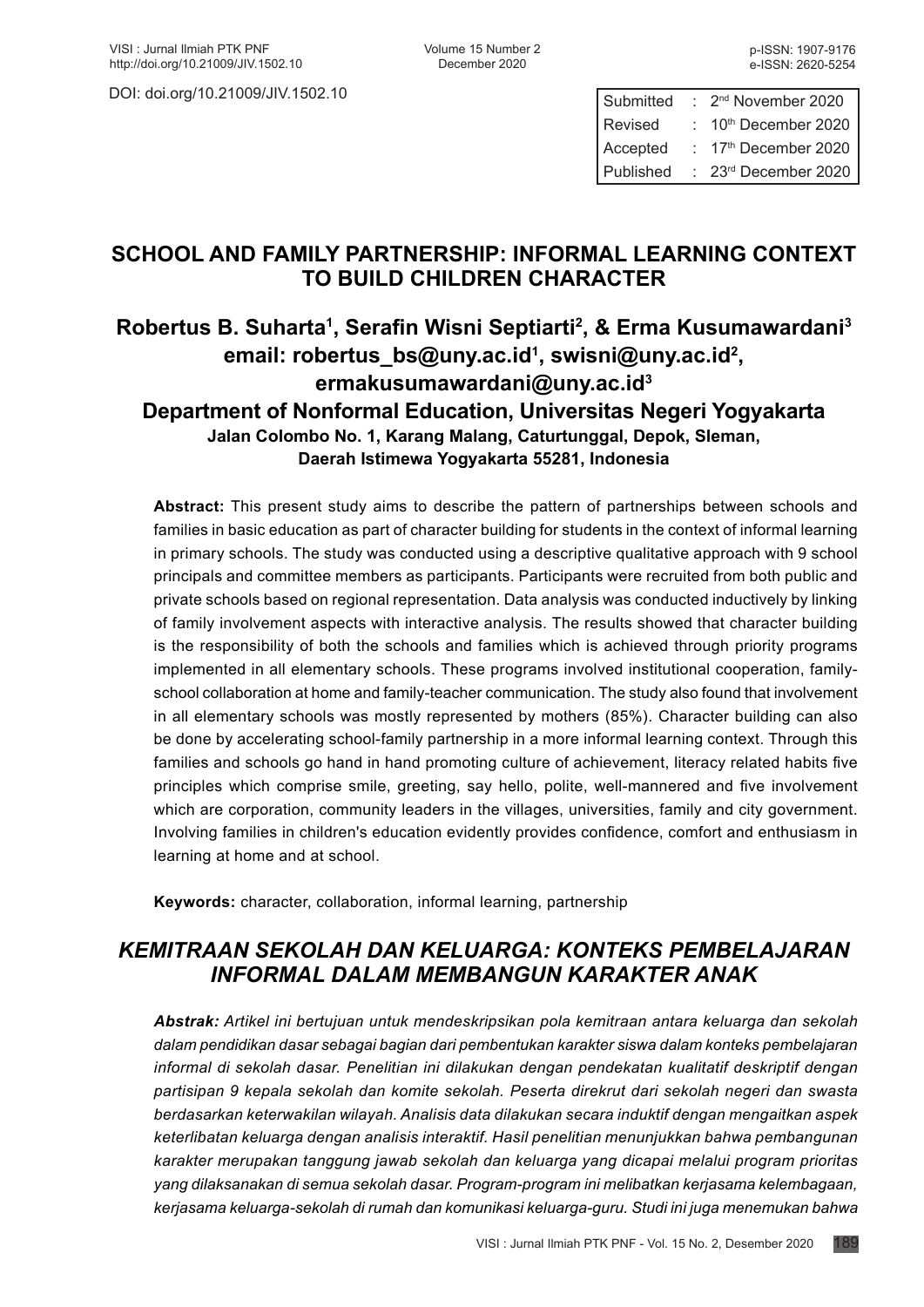DOI: doi.org/10.21009/JIV.1502.10

| Submitted | : | 2nd November 2020 |
|---|---|---|
| Revised | : | 10th December 2020 |
| Accepted | : | 17th December 2020 |
| Published | : | 23rd December 2020 |

# SCHOOL AND FAMILY PARTNERSHIP: INFORMAL LEARNING CONTEXT TO BUILD CHILDREN CHARACTER

**Robertus B. Suharta[1], Serafin Wisni Septiarti[2], & Erma Kusumawardani[3]**
**email: robertus_bs@uny.ac.id[1], swisni@uny.ac.id[2], ermakusumawardani@uny.ac.id[3]**
**Department of Nonformal Education, Universitas Negeri Yogyakarta**
**Jalan Colombo No. 1, Karang Malang, Caturtunggal, Depok, Sleman, Daerah Istimewa Yogyakarta 55281, Indonesia**

**Abstract:** This present study aims to describe the pattern of partnerships between schools and families in basic education as part of character building for students in the context of informal learning in primary schools. The study was conducted using a descriptive qualitative approach with 9 school principals and committee members as participants. Participants were recruited from both public and private schools based on regional representation. Data analysis was conducted inductively by linking of family involvement aspects with interactive analysis. The results showed that character building is the responsibility of both the schools and families which is achieved through priority programs implemented in all elementary schools. These programs involved institutional cooperation, family-school collaboration at home and family-teacher communication. The study also found that involvement in all elementary schools was mostly represented by mothers (85%). Character building can also be done by accelerating school-family partnership in a more informal learning context. Through this families and schools go hand in hand promoting culture of achievement, literacy related habits five principles which comprise smile, greeting, say hello, polite, well-mannered and five involvement which are corporation, community leaders in the villages, universities, family and city government. Involving families in children's education evidently provides confidence, comfort and enthusiasm in learning at home and at school.

**Keywords:** character, collaboration, informal learning, partnership

## *KEMITRAAN SEKOLAH DAN KELUARGA: KONTEKS PEMBELAJARAN INFORMAL DALAM MEMBANGUN KARAKTER ANAK*

***Abstrak:*** *Artikel ini bertujuan untuk mendeskripsikan pola kemitraan antara keluarga dan sekolah dalam pendidikan dasar sebagai bagian dari pembentukan karakter siswa dalam konteks pembelajaran informal di sekolah dasar. Penelitian ini dilakukan dengan pendekatan kualitatif deskriptif dengan partisipan 9 kepala sekolah dan komite sekolah. Peserta direkrut dari sekolah negeri dan swasta berdasarkan keterwakilan wilayah. Analisis data dilakukan secara induktif dengan mengaitkan aspek keterlibatan keluarga dengan analisis interaktif. Hasil penelitian menunjukkan bahwa pembangunan karakter merupakan tanggung jawab sekolah dan keluarga yang dicapai melalui program prioritas yang dilaksanakan di semua sekolah dasar. Program-program ini melibatkan kerjasama kelembagaan, kerjasama keluarga-sekolah di rumah dan komunikasi keluarga-guru. Studi ini juga menemukan bahwa*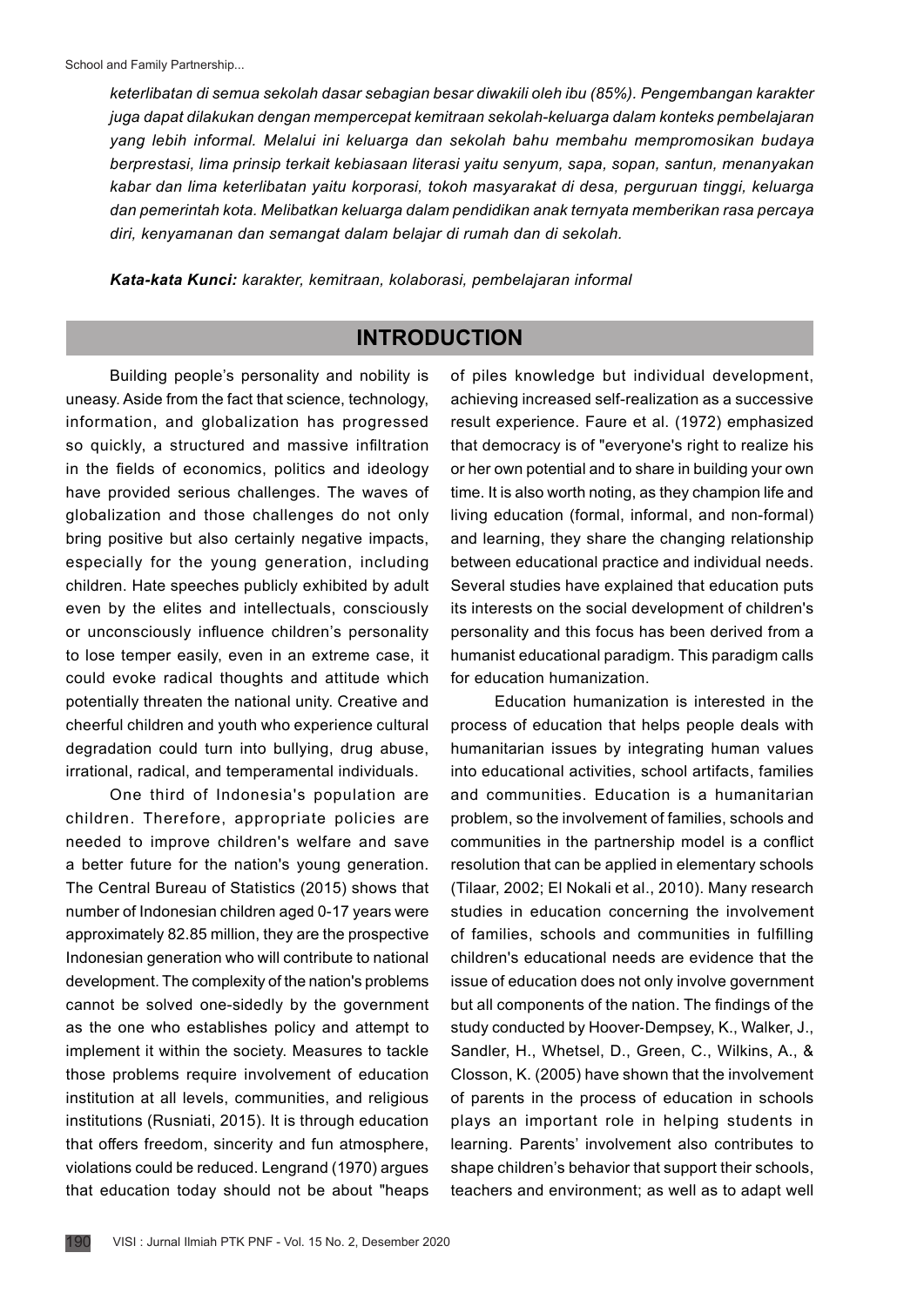*keterlibatan di semua sekolah dasar sebagian besar diwakili oleh ibu (85%). Pengembangan karakter juga dapat dilakukan dengan mempercepat kemitraan sekolah-keluarga dalam konteks pembelajaran yang lebih informal. Melalui ini keluarga dan sekolah bahu membahu mempromosikan budaya berprestasi, lima prinsip terkait kebiasaan literasi yaitu senyum, sapa, sopan, santun, menanyakan kabar dan lima keterlibatan yaitu korporasi, tokoh masyarakat di desa, perguruan tinggi, keluarga dan pemerintah kota. Melibatkan keluarga dalam pendidikan anak ternyata memberikan rasa percaya diri, kenyamanan dan semangat dalam belajar di rumah dan di sekolah.*

***Kata-kata Kunci:*** *karakter, kemitraan, kolaborasi, pembelajaran informal*

## INTRODUCTION

Building people's personality and nobility is uneasy. Aside from the fact that science, technology, information, and globalization has progressed so quickly, a structured and massive infiltration in the fields of economics, politics and ideology have provided serious challenges. The waves of globalization and those challenges do not only bring positive but also certainly negative impacts, especially for the young generation, including children. Hate speeches publicly exhibited by adult even by the elites and intellectuals, consciously or unconsciously influence children's personality to lose temper easily, even in an extreme case, it could evoke radical thoughts and attitude which potentially threaten the national unity. Creative and cheerful children and youth who experience cultural degradation could turn into bullying, drug abuse, irrational, radical, and temperamental individuals.

One third of Indonesia's population are children. Therefore, appropriate policies are needed to improve children's welfare and save a better future for the nation's young generation. The Central Bureau of Statistics (2015) shows that number of Indonesian children aged 0-17 years were approximately 82.85 million, they are the prospective Indonesian generation who will contribute to national development. The complexity of the nation's problems cannot be solved one-sidedly by the government as the one who establishes policy and attempt to implement it within the society. Measures to tackle those problems require involvement of education institution at all levels, communities, and religious institutions (Rusniati, 2015). It is through education that offers freedom, sincerity and fun atmosphere, violations could be reduced. Lengrand (1970) argues that education today should not be about "heaps of piles knowledge but individual development, achieving increased self-realization as a successive result experience. Faure et al. (1972) emphasized that democracy is of "everyone's right to realize his or her own potential and to share in building your own time. It is also worth noting, as they champion life and living education (formal, informal, and non-formal) and learning, they share the changing relationship between educational practice and individual needs. Several studies have explained that education puts its interests on the social development of children's personality and this focus has been derived from a humanist educational paradigm. This paradigm calls for education humanization.

Education humanization is interested in the process of education that helps people deals with humanitarian issues by integrating human values into educational activities, school artifacts, families and communities. Education is a humanitarian problem, so the involvement of families, schools and communities in the partnership model is a conflict resolution that can be applied in elementary schools (Tilaar, 2002; El Nokali et al., 2010). Many research studies in education concerning the involvement of families, schools and communities in fulfilling children's educational needs are evidence that the issue of education does not only involve government but all components of the nation. The findings of the study conducted by Hoover-Dempsey, K., Walker, J., Sandler, H., Whetsel, D., Green, C., Wilkins, A., & Closson, K. (2005) have shown that the involvement of parents in the process of education in schools plays an important role in helping students in learning. Parents' involvement also contributes to shape children's behavior that support their schools, teachers and environment; as well as to adapt well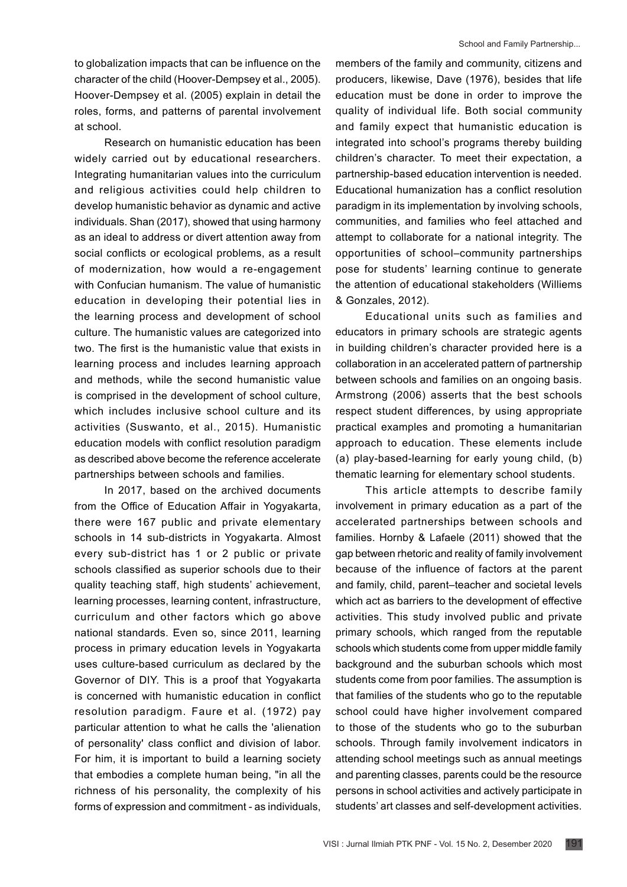to globalization impacts that can be influence on the character of the child (Hoover-Dempsey et al., 2005). Hoover-Dempsey et al. (2005) explain in detail the roles, forms, and patterns of parental involvement at school.

Research on humanistic education has been widely carried out by educational researchers. Integrating humanitarian values into the curriculum and religious activities could help children to develop humanistic behavior as dynamic and active individuals. Shan (2017), showed that using harmony as an ideal to address or divert attention away from social conflicts or ecological problems, as a result of modernization, how would a re-engagement with Confucian humanism. The value of humanistic education in developing their potential lies in the learning process and development of school culture. The humanistic values are categorized into two. The first is the humanistic value that exists in learning process and includes learning approach and methods, while the second humanistic value is comprised in the development of school culture, which includes inclusive school culture and its activities (Suswanto, et al., 2015). Humanistic education models with conflict resolution paradigm as described above become the reference accelerate partnerships between schools and families.

In 2017, based on the archived documents from the Office of Education Affair in Yogyakarta, there were 167 public and private elementary schools in 14 sub-districts in Yogyakarta. Almost every sub-district has 1 or 2 public or private schools classified as superior schools due to their quality teaching staff, high students' achievement, learning processes, learning content, infrastructure, curriculum and other factors which go above national standards. Even so, since 2011, learning process in primary education levels in Yogyakarta uses culture-based curriculum as declared by the Governor of DIY. This is a proof that Yogyakarta is concerned with humanistic education in conflict resolution paradigm. Faure et al. (1972) pay particular attention to what he calls the 'alienation of personality' class conflict and division of labor. For him, it is important to build a learning society that embodies a complete human being, "in all the richness of his personality, the complexity of his forms of expression and commitment - as individuals, members of the family and community, citizens and producers, likewise, Dave (1976), besides that life education must be done in order to improve the quality of individual life. Both social community and family expect that humanistic education is integrated into school's programs thereby building children's character. To meet their expectation, a partnership-based education intervention is needed. Educational humanization has a conflict resolution paradigm in its implementation by involving schools, communities, and families who feel attached and attempt to collaborate for a national integrity. The opportunities of school–community partnerships pose for students' learning continue to generate the attention of educational stakeholders (Williems & Gonzales, 2012).

Educational units such as families and educators in primary schools are strategic agents in building children's character provided here is a collaboration in an accelerated pattern of partnership between schools and families on an ongoing basis. Armstrong (2006) asserts that the best schools respect student differences, by using appropriate practical examples and promoting a humanitarian approach to education. These elements include (a) play-based-learning for early young child, (b) thematic learning for elementary school students.

This article attempts to describe family involvement in primary education as a part of the accelerated partnerships between schools and families. Hornby & Lafaele (2011) showed that the gap between rhetoric and reality of family involvement because of the influence of factors at the parent and family, child, parent–teacher and societal levels which act as barriers to the development of effective activities. This study involved public and private primary schools, which ranged from the reputable schools which students come from upper middle family background and the suburban schools which most students come from poor families. The assumption is that families of the students who go to the reputable school could have higher involvement compared to those of the students who go to the suburban schools. Through family involvement indicators in attending school meetings such as annual meetings and parenting classes, parents could be the resource persons in school activities and actively participate in students' art classes and self-development activities.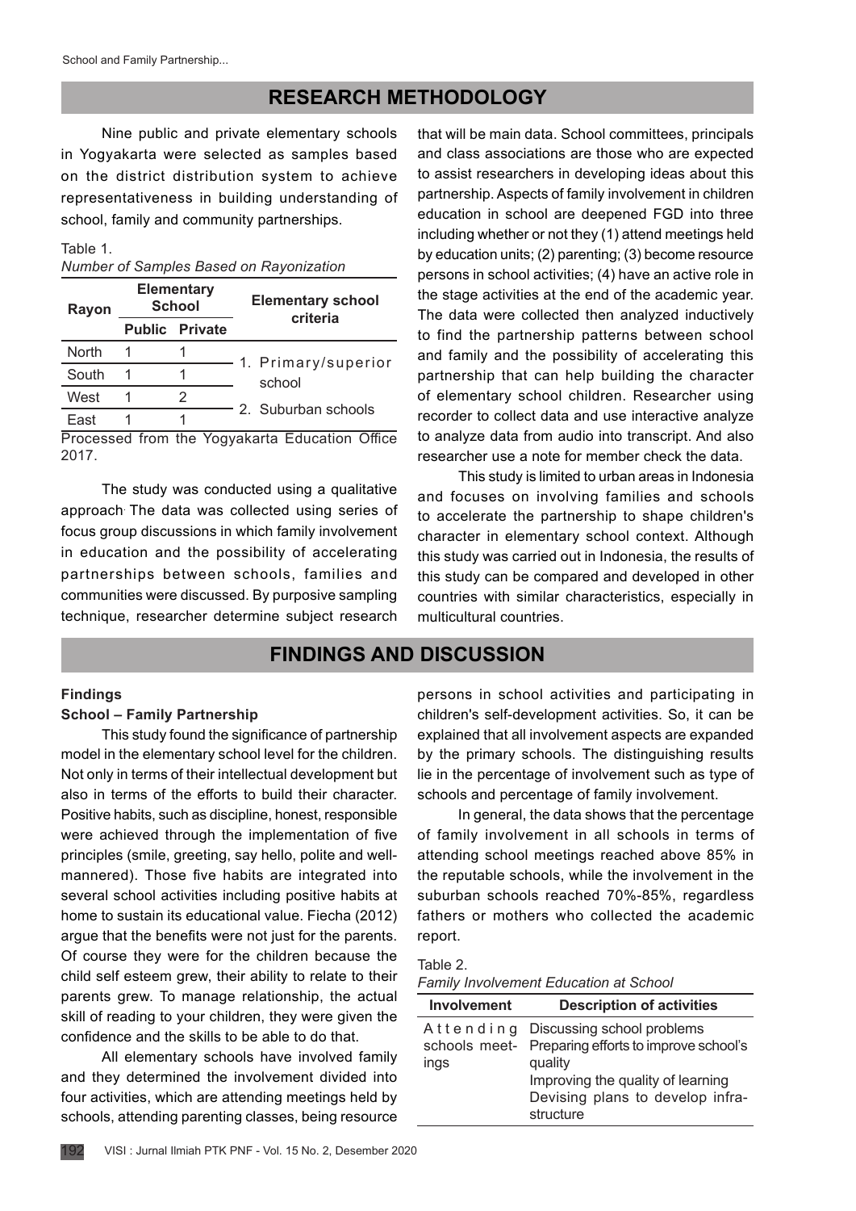## RESEARCH METHODOLOGY

Nine public and private elementary schools in Yogyakarta were selected as samples based on the district distribution system to achieve representativeness in building understanding of school, family and community partnerships.

Table 1.
*Number of Samples Based on Rayonization*

| Rayon | Elementary School | | Elementary school criteria |
|---|---|---|---|
| | Public | Private | |
| North | 1 | 1 | 1. Primary/superior school |
| South | 1 | 1 | |
| West | 1 | 2 | 2. Suburban schools |
| East | 1 | 1 | |

Processed from the Yogyakarta Education Office 2017.

The study was conducted using a qualitative approach. The data was collected using series of focus group discussions in which family involvement in education and the possibility of accelerating partnerships between schools, families and communities were discussed. By purposive sampling technique, researcher determine subject research that will be main data. School committees, principals and class associations are those who are expected to assist researchers in developing ideas about this partnership. Aspects of family involvement in children education in school are deepened FGD into three including whether or not they (1) attend meetings held by education units; (2) parenting; (3) become resource persons in school activities; (4) have an active role in the stage activities at the end of the academic year. The data were collected then analyzed inductively to find the partnership patterns between school and family and the possibility of accelerating this partnership that can help building the character of elementary school children. Researcher using recorder to collect data and use interactive analyze to analyze data from audio into transcript. And also researcher use a note for member check the data.

This study is limited to urban areas in Indonesia and focuses on involving families and schools to accelerate the partnership to shape children's character in elementary school context. Although this study was carried out in Indonesia, the results of this study can be compared and developed in other countries with similar characteristics, especially in multicultural countries.

## FINDINGS AND DISCUSSION

### Findings

#### School – Family Partnership

This study found the significance of partnership model in the elementary school level for the children. Not only in terms of their intellectual development but also in terms of the efforts to build their character. Positive habits, such as discipline, honest, responsible were achieved through the implementation of five principles (smile, greeting, say hello, polite and well-mannered). Those five habits are integrated into several school activities including positive habits at home to sustain its educational value. Fiecha (2012) argue that the benefits were not just for the parents. Of course they were for the children because the child self esteem grew, their ability to relate to their parents grew. To manage relationship, the actual skill of reading to your children, they were given the confidence and the skills to be able to do that.

All elementary schools have involved family and they determined the involvement divided into four activities, which are attending meetings held by schools, attending parenting classes, being resource persons in school activities and participating in children's self-development activities. So, it can be explained that all involvement aspects are expanded by the primary schools. The distinguishing results lie in the percentage of involvement such as type of schools and percentage of family involvement.

In general, the data shows that the percentage of family involvement in all schools in terms of attending school meetings reached above 85% in the reputable schools, while the involvement in the suburban schools reached 70%-85%, regardless fathers or mothers who collected the academic report.

Table 2.
*Family Involvement Education at School*

| Involvement | Description of activities |
|---|---|
| Attending schools meetings | Discussing school problems<br>Preparing efforts to improve school's quality<br>Improving the quality of learning<br>Devising plans to develop infrastructure |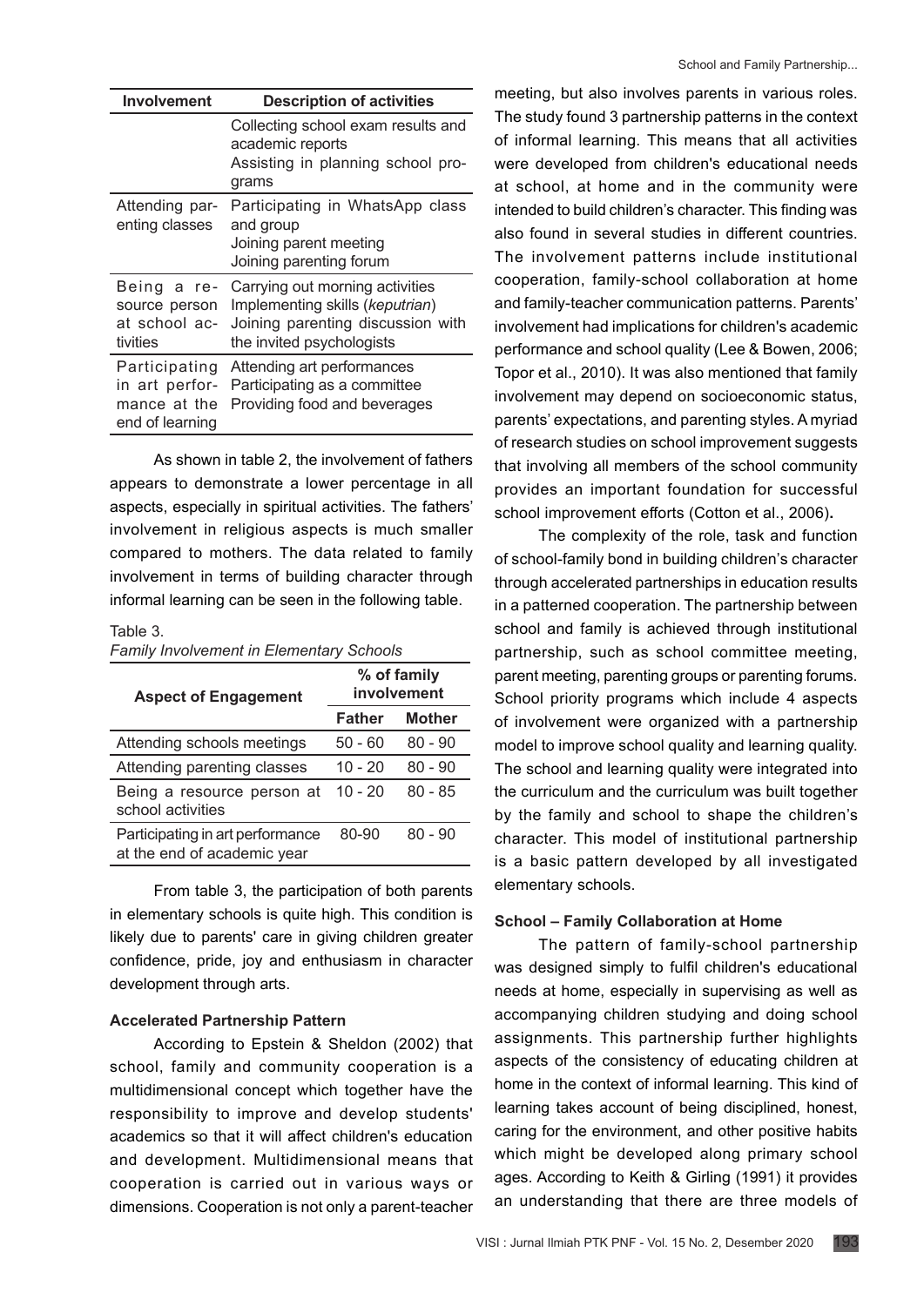| Involvement | Description of activities |
|---|---|
| | Collecting school exam results and academic reports<br>Assisting in planning school programs |
| Attending parenting classes | Participating in WhatsApp class and group<br>Joining parent meeting<br>Joining parenting forum |
| Being a resource person at school activities | Carrying out morning activities<br>Implementing skills (*keputrian*)<br>Joining parenting discussion with the invited psychologists |
| Participating in art performance at the end of learning | Attending art performances<br>Participating as a committee<br>Providing food and beverages |

As shown in table 2, the involvement of fathers appears to demonstrate a lower percentage in all aspects, especially in spiritual activities. The fathers' involvement in religious aspects is much smaller compared to mothers. The data related to family involvement in terms of building character through informal learning can be seen in the following table.

Table 3.
*Family Involvement in Elementary Schools*

| Aspect of Engagement | % of family involvement | |
|---|---|---|
| | Father | Mother |
| Attending schools meetings | 50 - 60 | 80 - 90 |
| Attending parenting classes | 10 - 20 | 80 - 90 |
| Being a resource person at school activities | 10 - 20 | 80 - 85 |
| Participating in art performance at the end of academic year | 80-90 | 80 - 90 |

From table 3, the participation of both parents in elementary schools is quite high. This condition is likely due to parents' care in giving children greater confidence, pride, joy and enthusiasm in character development through arts.

**Accelerated Partnership Pattern**

According to Epstein & Sheldon (2002) that school, family and community cooperation is a multidimensional concept which together have the responsibility to improve and develop students' academics so that it will affect children's education and development. Multidimensional means that cooperation is carried out in various ways or dimensions. Cooperation is not only a parent-teacher meeting, but also involves parents in various roles. The study found 3 partnership patterns in the context of informal learning. This means that all activities were developed from children's educational needs at school, at home and in the community were intended to build children's character. This finding was also found in several studies in different countries. The involvement patterns include institutional cooperation, family-school collaboration at home and family-teacher communication patterns. Parents' involvement had implications for children's academic performance and school quality (Lee & Bowen, 2006; Topor et al., 2010). It was also mentioned that family involvement may depend on socioeconomic status, parents' expectations, and parenting styles. A myriad of research studies on school improvement suggests that involving all members of the school community provides an important foundation for successful school improvement efforts (Cotton et al., 2006)**.**

The complexity of the role, task and function of school-family bond in building children's character through accelerated partnerships in education results in a patterned cooperation. The partnership between school and family is achieved through institutional partnership, such as school committee meeting, parent meeting, parenting groups or parenting forums. School priority programs which include 4 aspects of involvement were organized with a partnership model to improve school quality and learning quality. The school and learning quality were integrated into the curriculum and the curriculum was built together by the family and school to shape the children's character. This model of institutional partnership is a basic pattern developed by all investigated elementary schools.

**School – Family Collaboration at Home**

The pattern of family-school partnership was designed simply to fulfil children's educational needs at home, especially in supervising as well as accompanying children studying and doing school assignments. This partnership further highlights aspects of the consistency of educating children at home in the context of informal learning. This kind of learning takes account of being disciplined, honest, caring for the environment, and other positive habits which might be developed along primary school ages. According to Keith & Girling (1991) it provides an understanding that there are three models of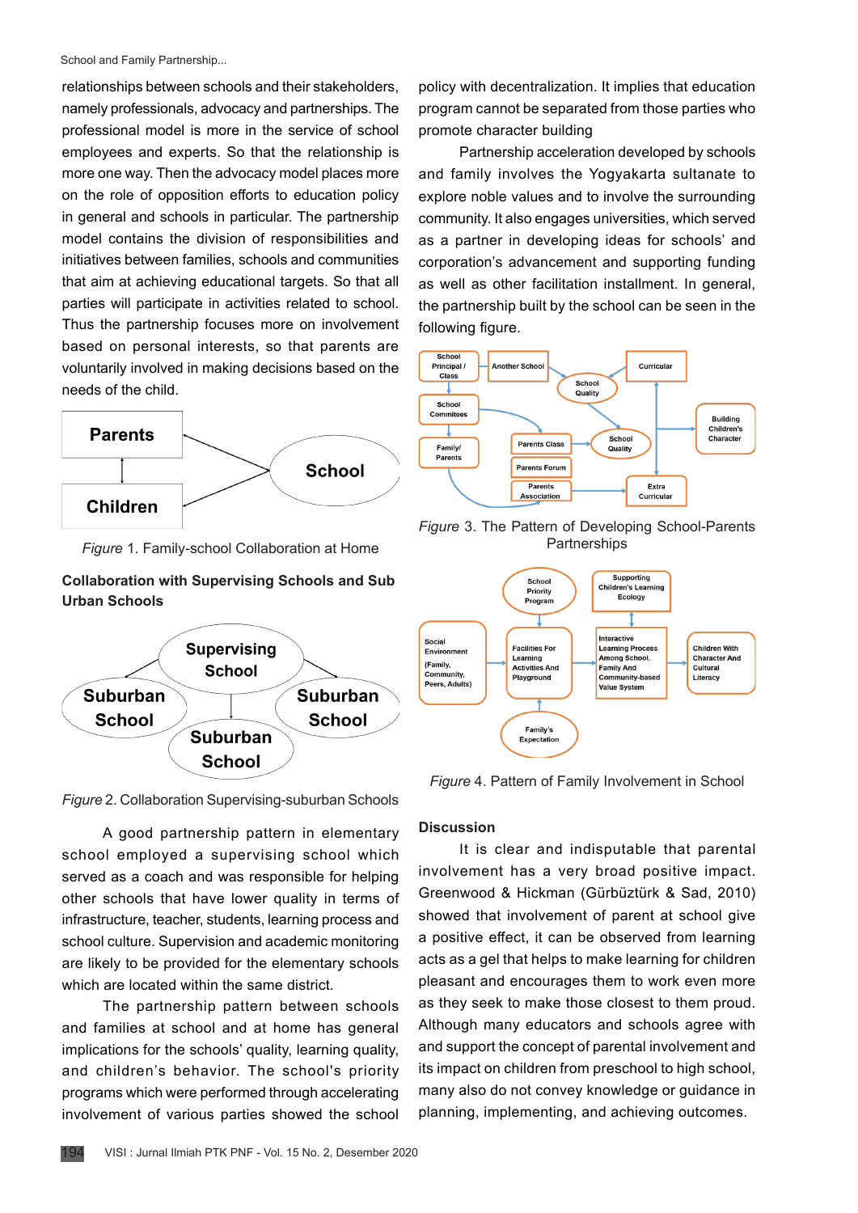relationships between schools and their stakeholders, namely professionals, advocacy and partnerships. The professional model is more in the service of school employees and experts. So that the relationship is more one way. Then the advocacy model places more on the role of opposition efforts to education policy in general and schools in particular. The partnership model contains the division of responsibilities and initiatives between families, schools and communities that aim at achieving educational targets. So that all parties will participate in activities related to school. Thus the partnership focuses more on involvement based on personal interests, so that parents are voluntarily involved in making decisions based on the needs of the child.

*Figure* 1. Family-school Collaboration at Home

**Collaboration with Supervising Schools and Sub Urban Schools**

*Figure* 2. Collaboration Supervising-suburban Schools

A good partnership pattern in elementary school employed a supervising school which served as a coach and was responsible for helping other schools that have lower quality in terms of infrastructure, teacher, students, learning process and school culture. Supervision and academic monitoring are likely to be provided for the elementary schools which are located within the same district.

The partnership pattern between schools and families at school and at home has general implications for the schools' quality, learning quality, and children's behavior. The school's priority programs which were performed through accelerating involvement of various parties showed the school policy with decentralization. It implies that education program cannot be separated from those parties who promote character building

Partnership acceleration developed by schools and family involves the Yogyakarta sultanate to explore noble values and to involve the surrounding community. It also engages universities, which served as a partner in developing ideas for schools' and corporation's advancement and supporting funding as well as other facilitation installment. In general, the partnership built by the school can be seen in the following figure.

*Figure* 3. The Pattern of Developing School-Parents Partnerships

*Figure* 4. Pattern of Family Involvement in School

## Discussion

It is clear and indisputable that parental involvement has a very broad positive impact. Greenwood & Hickman (Gürbüztürk & Sad, 2010) showed that involvement of parent at school give a positive effect, it can be observed from learning acts as a gel that helps to make learning for children pleasant and encourages them to work even more as they seek to make those closest to them proud. Although many educators and schools agree with and support the concept of parental involvement and its impact on children from preschool to high school, many also do not convey knowledge or guidance in planning, implementing, and achieving outcomes.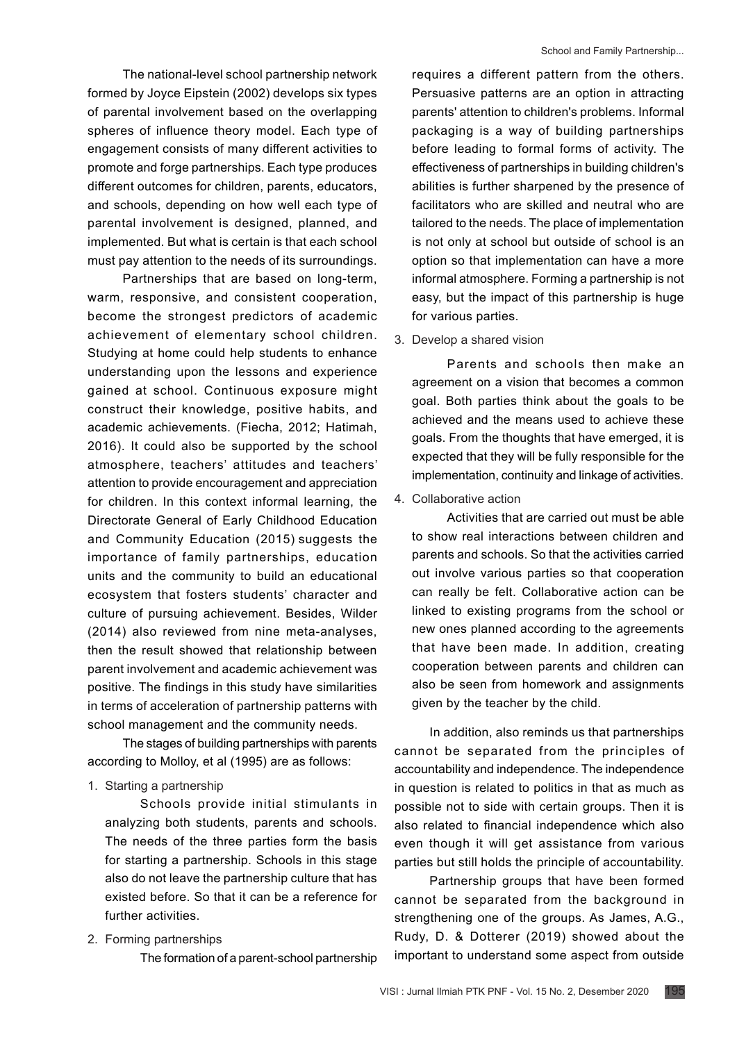The national-level school partnership network formed by Joyce Eipstein (2002) develops six types of parental involvement based on the overlapping spheres of influence theory model. Each type of engagement consists of many different activities to promote and forge partnerships. Each type produces different outcomes for children, parents, educators, and schools, depending on how well each type of parental involvement is designed, planned, and implemented. But what is certain is that each school must pay attention to the needs of its surroundings.

Partnerships that are based on long-term, warm, responsive, and consistent cooperation, become the strongest predictors of academic achievement of elementary school children. Studying at home could help students to enhance understanding upon the lessons and experience gained at school. Continuous exposure might construct their knowledge, positive habits, and academic achievements. (Fiecha, 2012; Hatimah, 2016). It could also be supported by the school atmosphere, teachers' attitudes and teachers' attention to provide encouragement and appreciation for children. In this context informal learning, the Directorate General of Early Childhood Education and Community Education (2015) suggests the importance of family partnerships, education units and the community to build an educational ecosystem that fosters students' character and culture of pursuing achievement. Besides, Wilder (2014) also reviewed from nine meta-analyses, then the result showed that relationship between parent involvement and academic achievement was positive. The findings in this study have similarities in terms of acceleration of partnership patterns with school management and the community needs.

The stages of building partnerships with parents according to Molloy, et al (1995) are as follows:

1. Starting a partnership

   Schools provide initial stimulants in analyzing both students, parents and schools. The needs of the three parties form the basis for starting a partnership. Schools in this stage also do not leave the partnership culture that has existed before. So that it can be a reference for further activities.

2. Forming partnerships

   The formation of a parent-school partnership requires a different pattern from the others. Persuasive patterns are an option in attracting parents' attention to children's problems. Informal packaging is a way of building partnerships before leading to formal forms of activity. The effectiveness of partnerships in building children's abilities is further sharpened by the presence of facilitators who are skilled and neutral who are tailored to the needs. The place of implementation is not only at school but outside of school is an option so that implementation can have a more informal atmosphere. Forming a partnership is not easy, but the impact of this partnership is huge for various parties.

3. Develop a shared vision

   Parents and schools then make an agreement on a vision that becomes a common goal. Both parties think about the goals to be achieved and the means used to achieve these goals. From the thoughts that have emerged, it is expected that they will be fully responsible for the implementation, continuity and linkage of activities.

4. Collaborative action

   Activities that are carried out must be able to show real interactions between children and parents and schools. So that the activities carried out involve various parties so that cooperation can really be felt. Collaborative action can be linked to existing programs from the school or new ones planned according to the agreements that have been made. In addition, creating cooperation between parents and children can also be seen from homework and assignments given by the teacher by the child.

In addition, also reminds us that partnerships cannot be separated from the principles of accountability and independence. The independence in question is related to politics in that as much as possible not to side with certain groups. Then it is also related to financial independence which also even though it will get assistance from various parties but still holds the principle of accountability.

Partnership groups that have been formed cannot be separated from the background in strengthening one of the groups. As James, A.G., Rudy, D. & Dotterer (2019) showed about the important to understand some aspect from outside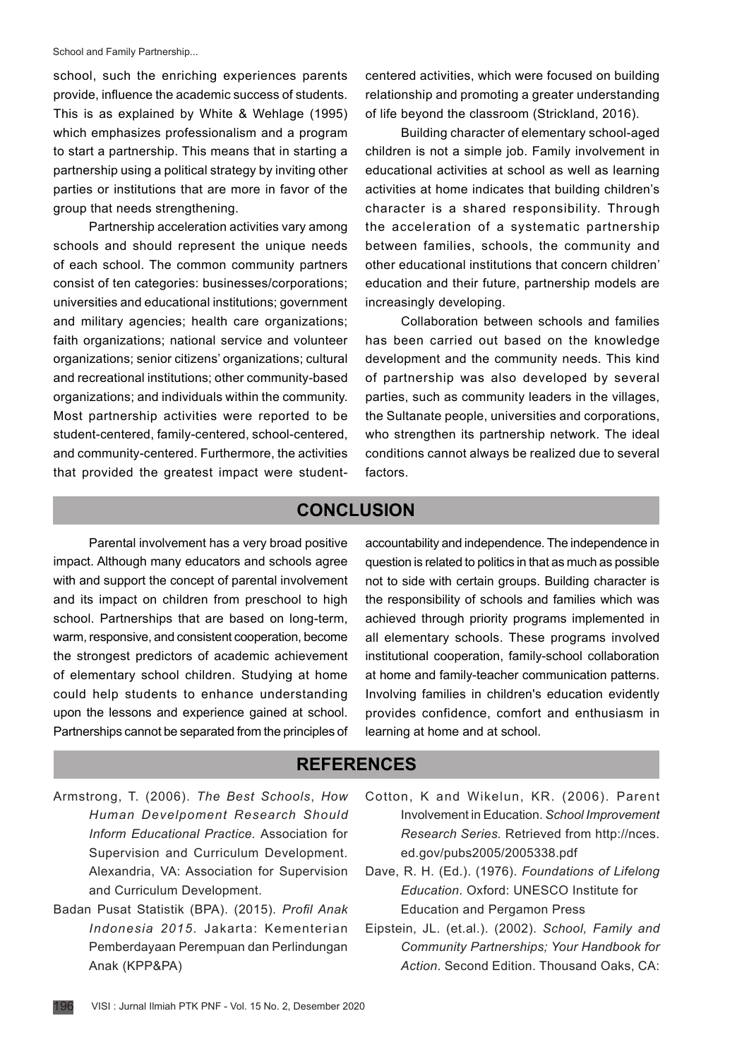school, such the enriching experiences parents provide, influence the academic success of students. This is as explained by White & Wehlage (1995) which emphasizes professionalism and a program to start a partnership. This means that in starting a partnership using a political strategy by inviting other parties or institutions that are more in favor of the group that needs strengthening.

Partnership acceleration activities vary among schools and should represent the unique needs of each school. The common community partners consist of ten categories: businesses/corporations; universities and educational institutions; government and military agencies; health care organizations; faith organizations; national service and volunteer organizations; senior citizens' organizations; cultural and recreational institutions; other community-based organizations; and individuals within the community. Most partnership activities were reported to be student-centered, family-centered, school-centered, and community-centered. Furthermore, the activities that provided the greatest impact were student-centered activities, which were focused on building relationship and promoting a greater understanding of life beyond the classroom (Strickland, 2016).

Building character of elementary school-aged children is not a simple job. Family involvement in educational activities at school as well as learning activities at home indicates that building children's character is a shared responsibility. Through the acceleration of a systematic partnership between families, schools, the community and other educational institutions that concern children' education and their future, partnership models are increasingly developing.

Collaboration between schools and families has been carried out based on the knowledge development and the community needs. This kind of partnership was also developed by several parties, such as community leaders in the villages, the Sultanate people, universities and corporations, who strengthen its partnership network. The ideal conditions cannot always be realized due to several factors.

## CONCLUSION

Parental involvement has a very broad positive impact. Although many educators and schools agree with and support the concept of parental involvement and its impact on children from preschool to high school. Partnerships that are based on long-term, warm, responsive, and consistent cooperation, become the strongest predictors of academic achievement of elementary school children. Studying at home could help students to enhance understanding upon the lessons and experience gained at school. Partnerships cannot be separated from the principles of accountability and independence. The independence in question is related to politics in that as much as possible not to side with certain groups. Building character is the responsibility of schools and families which was achieved through priority programs implemented in all elementary schools. These programs involved institutional cooperation, family-school collaboration at home and family-teacher communication patterns. Involving families in children's education evidently provides confidence, comfort and enthusiasm in learning at home and at school.

## REFERENCES

Armstrong, T. (2006). *The Best Schools*, *How Human Develpoment Research Should Inform Educational Practice.* Association for Supervision and Curriculum Development. Alexandria, VA: Association for Supervision and Curriculum Development.

Badan Pusat Statistik (BPA). (2015). *Profil Anak Indonesia 2015*. Jakarta: Kementerian Pemberdayaan Perempuan dan Perlindungan Anak (KPP&PA)

Cotton, K and Wikelun, KR. (2006). Parent Involvement in Education. *School Improvement Research Series.* Retrieved from http://nces.ed.gov/pubs2005/2005338.pdf

Dave, R. H. (Ed.). (1976). *Foundations of Lifelong Education*. Oxford: UNESCO Institute for Education and Pergamon Press

Eipstein, JL. (et.al.). (2002). *School, Family and Community Partnerships; Your Handbook for Action*. Second Edition. Thousand Oaks, CA: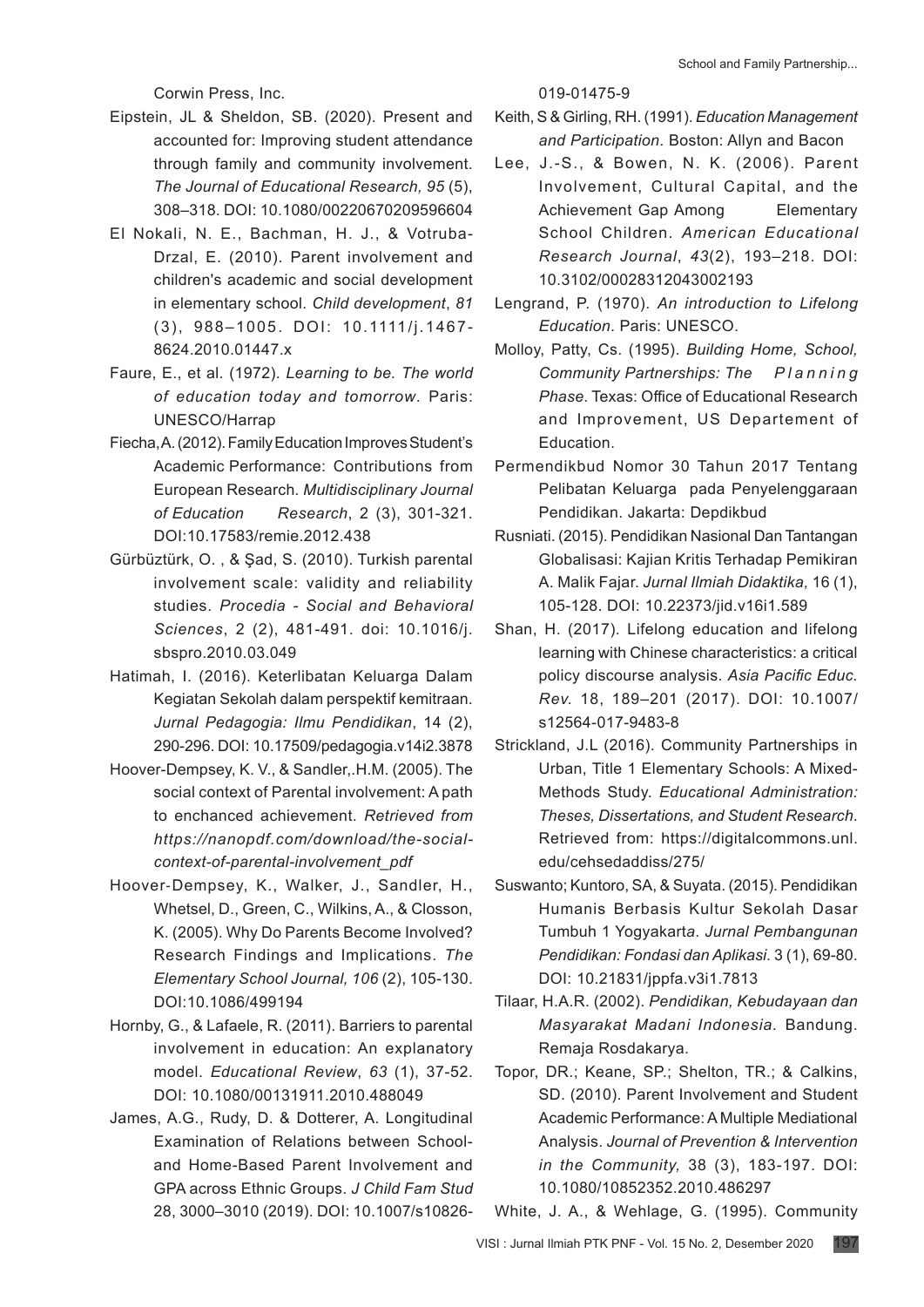Corwin Press, Inc.

Eipstein, JL & Sheldon, SB. (2020). Present and accounted for: Improving student attendance through family and community involvement. *The Journal of Educational Research, 95* (5), 308–318. DOI: 10.1080/00220670209596604

El Nokali, N. E., Bachman, H. J., & Votruba-Drzal, E. (2010). Parent involvement and children's academic and social development in elementary school. *Child development*, *81* (3), 988–1005. DOI: 10.1111/j.1467-8624.2010.01447.x

Faure, E., et al. (1972). *Learning to be. The world of education today and tomorrow*. Paris: UNESCO/Harrap

Fiecha, A. (2012). Family Education Improves Student's Academic Performance: Contributions from European Research. *Multidisciplinary Journal of Education Research*, 2 (3), 301-321. DOI:10.17583/remie.2012.438

Gürbüztürk, O. , & Şad, S. (2010). Turkish parental involvement scale: validity and reliability studies. *Procedia - Social and Behavioral Sciences*, 2 (2), 481-491. doi: 10.1016/j.sbspro.2010.03.049

Hatimah, I. (2016). Keterlibatan Keluarga Dalam Kegiatan Sekolah dalam perspektif kemitraan. *Jurnal Pedagogia: Ilmu Pendidikan*, 14 (2), 290-296. DOI: 10.17509/pedagogia.v14i2.3878

Hoover-Dempsey, K. V., & Sandler,.H.M. (2005). The social context of Parental involvement: A path to enchanced achievement. *Retrieved from https://nanopdf.com/download/the-social-context-of-parental-involvement_pdf*

Hoover-Dempsey, K., Walker, J., Sandler, H., Whetsel, D., Green, C., Wilkins, A., & Closson, K. (2005). Why Do Parents Become Involved? Research Findings and Implications. *The Elementary School Journal, 106* (2), 105-130. DOI:10.1086/499194

Hornby, G., & Lafaele, R. (2011). Barriers to parental involvement in education: An explanatory model. *Educational Review*, *63* (1), 37-52. DOI: 10.1080/00131911.2010.488049

James, A.G., Rudy, D. & Dotterer, A. Longitudinal Examination of Relations between School- and Home-Based Parent Involvement and GPA across Ethnic Groups. *J Child Fam Stud* 28, 3000–3010 (2019). DOI: 10.1007/s10826-019-01475-9

Keith, S & Girling, RH. (1991). *Education Management and Participation*. Boston: Allyn and Bacon

Lee, J.-S., & Bowen, N. K. (2006). Parent Involvement, Cultural Capital, and the Achievement Gap Among Elementary School Children. *American Educational Research Journal*, *43*(2), 193–218. DOI: 10.3102/00028312043002193

Lengrand, P. (1970). *An introduction to Lifelong Education*. Paris: UNESCO.

Molloy, Patty, Cs. (1995). *Building Home, School, Community Partnerships: The Planning Phase*. Texas: Office of Educational Research and Improvement, US Departement of Education.

Permendikbud Nomor 30 Tahun 2017 Tentang Pelibatan Keluarga pada Penyelenggaraan Pendidikan. Jakarta: Depdikbud

Rusniati. (2015). Pendidikan Nasional Dan Tantangan Globalisasi: Kajian Kritis Terhadap Pemikiran A. Malik Fajar. *Jurnal Ilmiah Didaktika,* 16 (1), 105-128. DOI: 10.22373/jid.v16i1.589

Shan, H. (2017). Lifelong education and lifelong learning with Chinese characteristics: a critical policy discourse analysis. *Asia Pacific Educ. Rev.* 18, 189–201 (2017). DOI: 10.1007/s12564-017-9483-8

Strickland, J.L (2016). Community Partnerships in Urban, Title 1 Elementary Schools: A Mixed-Methods Study. *Educational Administration: Theses, Dissertations, and Student Research*. Retrieved from: https://digitalcommons.unl.edu/cehsedaddiss/275/

Suswanto; Kuntoro, SA, & Suyata. (2015). Pendidikan Humanis Berbasis Kultur Sekolah Dasar Tumbuh 1 Yogyakarta. *Jurnal Pembangunan Pendidikan: Fondasi dan Aplikasi*. 3 (1), 69-80. DOI: 10.21831/jppfa.v3i1.7813

Tilaar, H.A.R. (2002). *Pendidikan, Kebudayaan dan Masyarakat Madani Indonesia.* Bandung. Remaja Rosdakarya.

Topor, DR.; Keane, SP.; Shelton, TR.; & Calkins, SD. (2010). Parent Involvement and Student Academic Performance: A Multiple Mediational Analysis. *Journal of Prevention & Intervention in the Community,* 38 (3), 183-197. DOI: 10.1080/10852352.2010.486297

White, J. A., & Wehlage, G. (1995). Community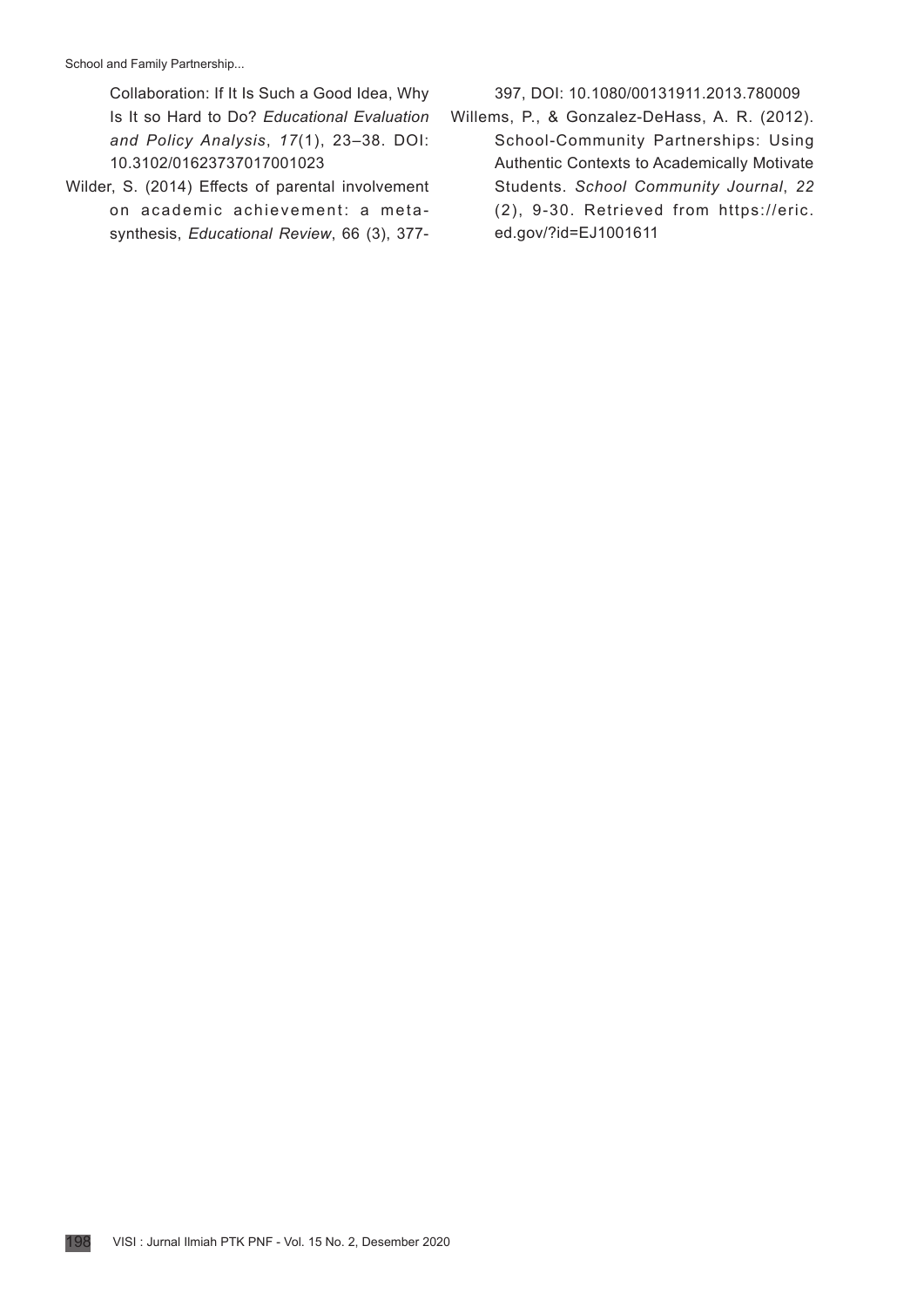Collaboration: If It Is Such a Good Idea, Why Is It so Hard to Do? *Educational Evaluation and Policy Analysis*, *17*(1), 23–38. DOI: 10.3102/01623737017001023

Wilder, S. (2014) Effects of parental involvement on academic achievement: a meta-synthesis, *Educational Review*, 66 (3), 377-397, DOI: 10.1080/00131911.2013.780009

Willems, P., & Gonzalez-DeHass, A. R. (2012). School-Community Partnerships: Using Authentic Contexts to Academically Motivate Students. *School Community Journal*, *22* (2), 9-30. Retrieved from https://eric.ed.gov/?id=EJ1001611